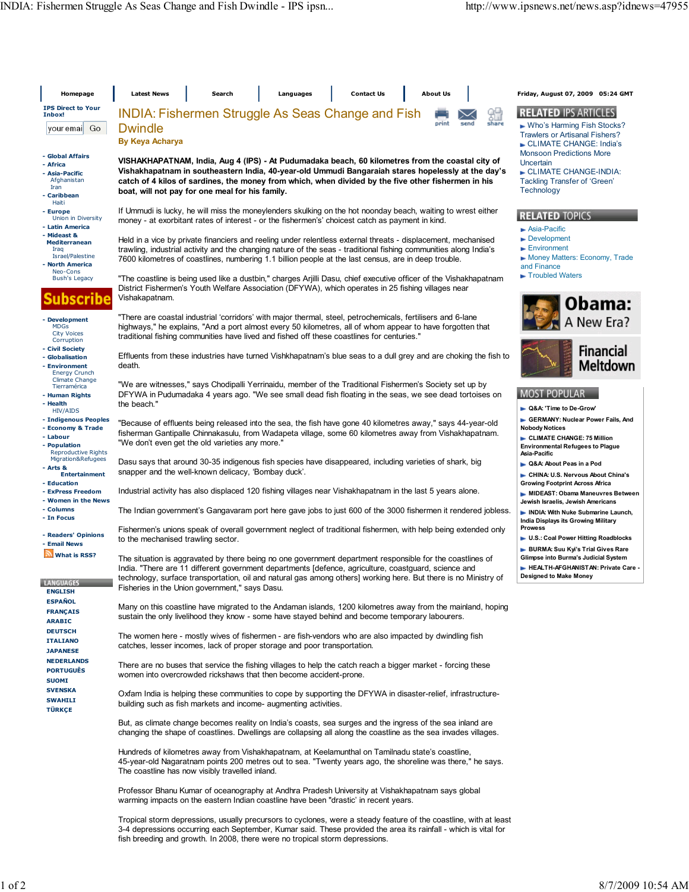# INDIA: Fishermen Struggle As Seas Change and Fish Dwindle

**By Keya Acharya**

**VISHAKHAPATNAM, India, Aug 4 (IPS) - At Pudumadaka beach, 60 kilometres from the coastal city of Vishakhapatnam in southeastern India, 40-year-old Ummudi Bangaraiah stares hopelessly at the day's catch of 4 kilos of sardines, the money from which, when divided by the five other fishermen in his boat, will not pay for one meal for his family.**

If Ummudi is lucky, he will miss the moneylenders skulking on the hot noonday beach, waiting to wrest either money - at exorbitant rates of interest - or the fishermen's' choicest catch as payment in kind.

Held in a vice by private financiers and reeling under relentless external threats - displacement, mechanised trawling, industrial activity and the changing nature of the seas - traditional fishing communities along India's 7600 kilometres of coastlines, numbering 1.1 billion people at the last census, are in deep trouble.

"The coastline is being used like a dustbin," charges Arjilli Dasu, chief executive officer of the Vishakhapatnam District Fishermen's Youth Welfare Association (DFYWA), which operates in 25 fishing villages near Vishakapatnam.

"There are coastal industrial 'corridors' with major thermal, steel, petrochemicals, fertilisers and 6-lane highways," he explains, "And a port almost every 50 kilometres, all of whom appear to have forgotten that traditional fishing communities have lived and fished off these coastlines for centuries."

Effluents from these industries have turned Vishkhapatnam's blue seas to a dull grey and are choking the fish to death.

"We are witnesses," says Chodipalli Yerrinaidu, member of the Traditional Fishermen's Society set up by DFYWA in Pudumadaka 4 years ago. "We see small dead fish floating in the seas, we see dead tortoises on the beach."

"Because of effluents being released into the sea, the fish have gone 40 kilometres away," says 44-year-old fisherman Gantipalle Chinnakasulu, from Wadapeta village, some 60 kilometres away from Vishakhapatnam. "We don't even get the old varieties any more."

Dasu says that around 30-35 indigenous fish species have disappeared, including varieties of shark, big snapper and the well-known delicacy, 'Bombay duck'.

Industrial activity has also displaced 120 fishing villages near Vishakhapatnam in the last 5 years alone.

The Indian government's Gangavaram port here gave jobs to just 600 of the 3000 fishermen it rendered jobless.

Fishermen's unions speak of overall government neglect of traditional fishermen, with help being extended only to the mechanised trawling sector.

The situation is aggravated by there being no one government department responsible for the coastlines of India. "There are 11 different government departments [defence, agriculture, coastguard, science and technology, surface transportation, oil and natural gas among others] working here. But there is no Ministry of Fisheries in the Union government," says Dasu.

Many on this coastline have migrated to the Andaman islands, 1200 kilometres away from the mainland, hoping sustain the only livelihood they know - some have stayed behind and become temporary labourers.

The women here - mostly wives of fishermen - are fish-vendors who are also impacted by dwindling fish catches, lesser incomes, lack of proper storage and poor transportation.

There are no buses that service the fishing villages to help the catch reach a bigger market - forcing these women into overcrowded rickshaws that then become accident-prone.

Oxfam India is helping these communities to cope by supporting the DFYWA in disaster-relief, infrastructure-building such as fish markets and income- augmenting activities.

But, as climate change becomes reality on India's coasts, sea surges and the ingress of the sea inland are changing the shape of coastlines. Dwellings are collapsing all along the coastline as the sea invades villages.

Hundreds of kilometres away from Vishakhapatnam, at Keelamunthal on Tamilnadu state's coastline, 45-year-old Nagaratnam points 200 metres out to sea. "Twenty years ago, the shoreline was there," he says. The coastline has now visibly travelled inland.

Professor Bhanu Kumar of oceanography at Andhra Pradesh University at Vishakhapatnam says global warming impacts on the eastern Indian coastline have been "drastic' in recent years.

Tropical storm depressions, usually precursors to cyclones, were a steady feature of the coastline, with at least 3-4 depressions occurring each September, Kumar said. These provided the area its rainfall - which is vital for fish breeding and growth. In 2008, there were no tropical storm depressions.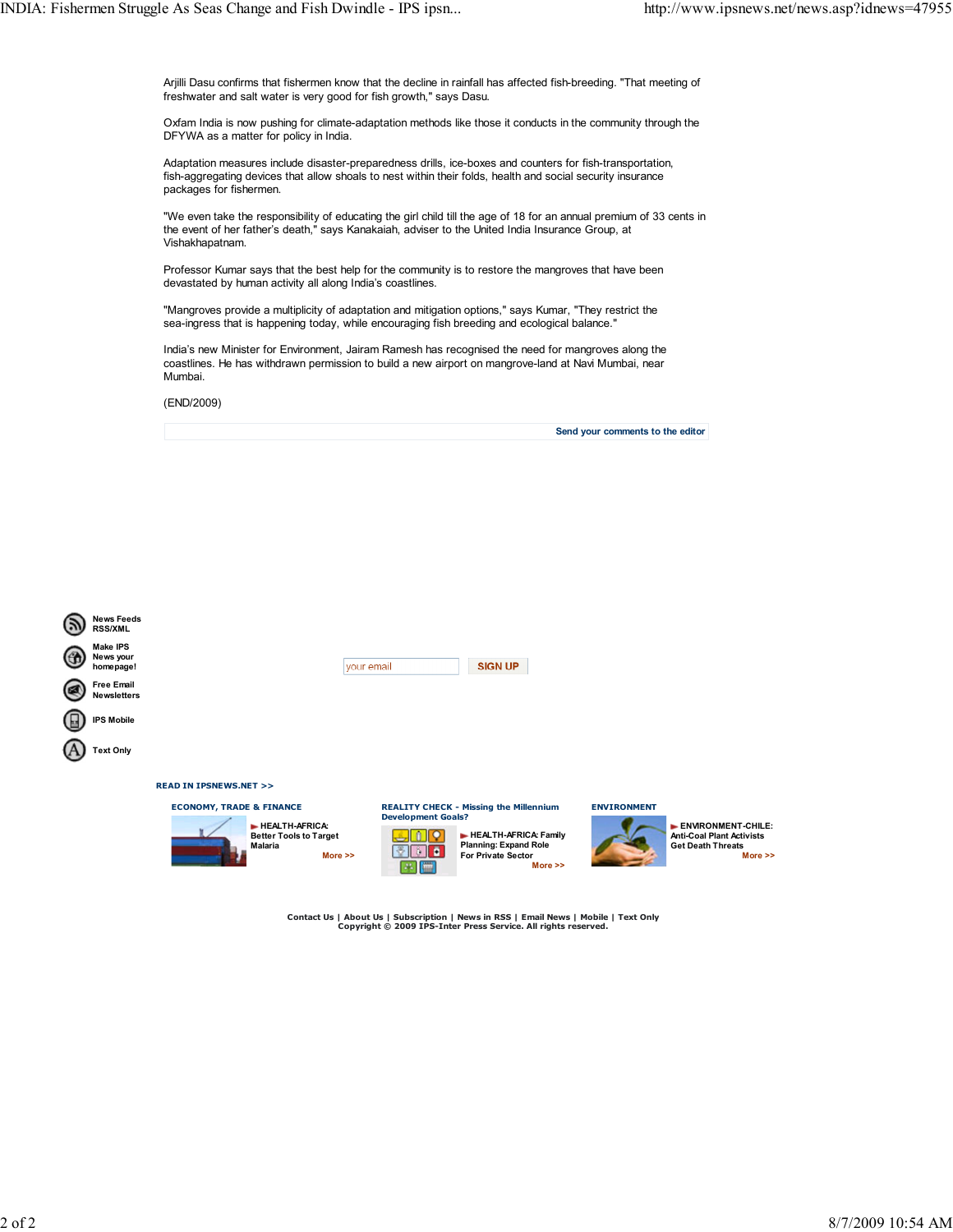Arjilli Dasu confirms that fishermen know that the decline in rainfall has affected fish-breeding. "That meeting of freshwater and salt water is very good for fish growth," says Dasu.

Oxfam India is now pushing for climate-adaptation methods like those it conducts in the community through the DFYWA as a matter for policy in India.

Adaptation measures include disaster-preparedness drills, ice-boxes and counters for fish-transportation, fish-aggregating devices that allow shoals to nest within their folds, health and social security insurance packages for fishermen.

"We even take the responsibility of educating the girl child till the age of 18 for an annual premium of 33 cents in the event of her father's death," says Kanakaiah, adviser to the United India Insurance Group, at Vishakhapatnam.

Professor Kumar says that the best help for the community is to restore the mangroves that have been devastated by human activity all along India's coastlines.

"Mangroves provide a multiplicity of adaptation and mitigation options," says Kumar, "They restrict the sea-ingress that is happening today, while encouraging fish breeding and ecological balance."

India's new Minister for Environment, Jairam Ramesh has recognised the need for mangroves along the coastlines. He has withdrawn permission to build a new airport on mangrove-land at Navi Mumbai, near Mumbai.

(END/2009)

Send your comments to the editor

News Feeds RSS/XML

Make IPS News your homepage!

Free Email Newsletters

IPS Mobile

Text Only

your email SIGN UP

READ IN IPSNEWS.NET >>

ECONOMY, TRADE & FINANCE

HEALTH-AFRICA: Better Tools to Target Malaria

More >>

REALITY CHECK - Missing the Millennium Development Goals?

HEALTH-AFRICA: Family Planning: Expand Role For Private Sector

More >>

ENVIRONMENT

ENVIRONMENT-CHILE: Anti-Coal Plant Activists Get Death Threats

More >>

Contact Us | About Us | Subscription | News in RSS | Email News | Mobile | Text Only
Copyright © 2009 IPS-Inter Press Service. All rights reserved.